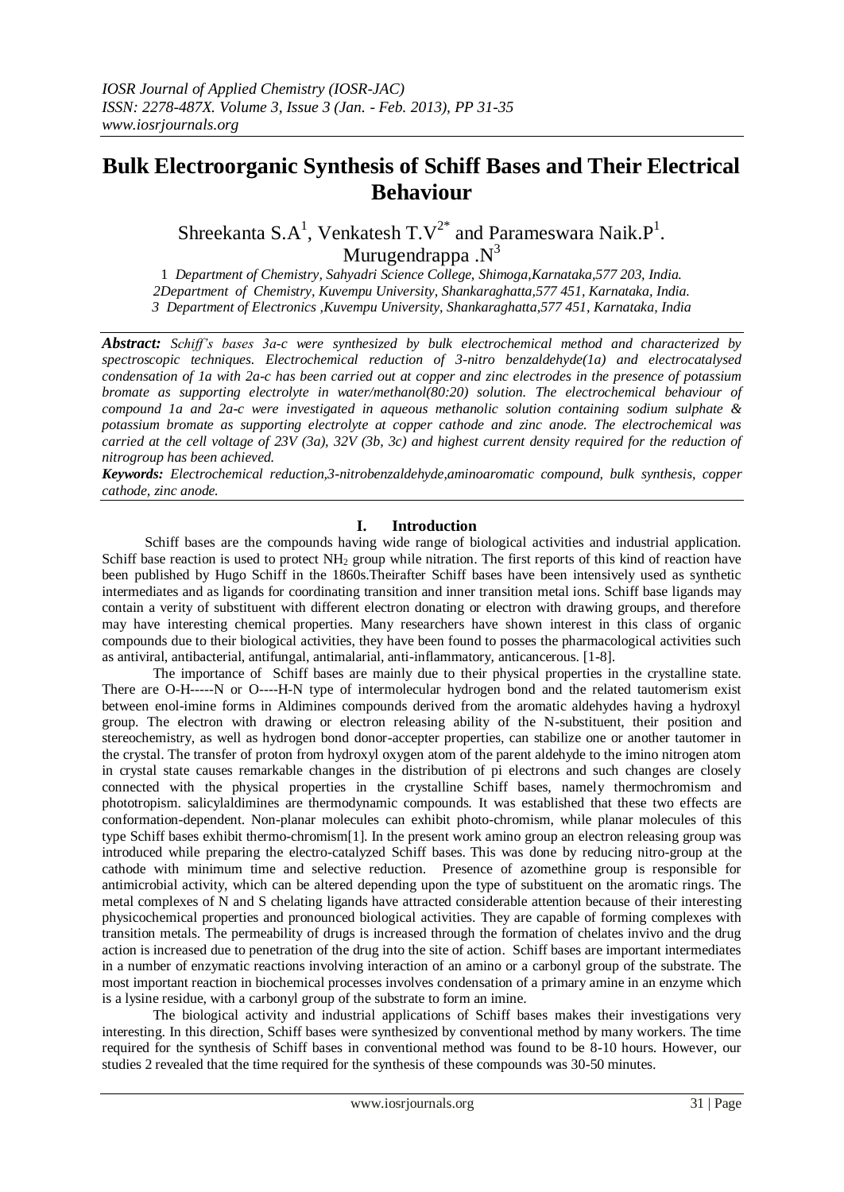# Bulk Electroorganic Synthesis of Schiff Bases and Their Electrical Behaviour

Shreekanta S.A[1], Venkatesh T.V[2*] and Parameswara Naik.P[1]. Murugendrappa .N[3]

1 *Department of Chemistry, Sahyadri Science College, Shimoga,Karnataka,577 203, India.*
*2Department of Chemistry, Kuvempu University, Shankaraghatta,577 451, Karnataka, India.*
*3 Department of Electronics ,Kuvempu University, Shankaraghatta,577 451, Karnataka, India*

***Abstract:*** *Schiff's bases 3a-c were synthesized by bulk electrochemical method and characterized by spectroscopic techniques. Electrochemical reduction of 3-nitro benzaldehyde(1a) and electrocatalysed condensation of 1a with 2a-c has been carried out at copper and zinc electrodes in the presence of potassium bromate as supporting electrolyte in water/methanol(80:20) solution. The electrochemical behaviour of compound 1a and 2a-c were investigated in aqueous methanolic solution containing sodium sulphate & potassium bromate as supporting electrolyte at copper cathode and zinc anode. The electrochemical was carried at the cell voltage of 23V (3a), 32V (3b, 3c) and highest current density required for the reduction of nitrogroup has been achieved.*

***Keywords:*** *Electrochemical reduction,3-nitrobenzaldehyde,aminoaromatic compound, bulk synthesis, copper cathode, zinc anode.*

## I. Introduction

Schiff bases are the compounds having wide range of biological activities and industrial application. Schiff base reaction is used to protect $NH_2$ group while nitration. The first reports of this kind of reaction have been published by Hugo Schiff in the 1860s.Theirafter Schiff bases have been intensively used as synthetic intermediates and as ligands for coordinating transition and inner transition metal ions. Schiff base ligands may contain a verity of substituent with different electron donating or electron with drawing groups, and therefore may have interesting chemical properties. Many researchers have shown interest in this class of organic compounds due to their biological activities, they have been found to posses the pharmacological activities such as antiviral, antibacterial, antifungal, antimalarial, anti-inflammatory, anticancerous. [1-8].

The importance of Schiff bases are mainly due to their physical properties in the crystalline state. There are O-H-----N or O----H-N type of intermolecular hydrogen bond and the related tautomerism exist between enol-imine forms in Aldimines compounds derived from the aromatic aldehydes having a hydroxyl group. The electron with drawing or electron releasing ability of the N-substituent, their position and stereochemistry, as well as hydrogen bond donor-accepter properties, can stabilize one or another tautomer in the crystal. The transfer of proton from hydroxyl oxygen atom of the parent aldehyde to the imino nitrogen atom in crystal state causes remarkable changes in the distribution of pi electrons and such changes are closely connected with the physical properties in the crystalline Schiff bases, namely thermochromism and phototropism. salicylaldimines are thermodynamic compounds. It was established that these two effects are conformation-dependent. Non-planar molecules can exhibit photo-chromism, while planar molecules of this type Schiff bases exhibit thermo-chromism[1]. In the present work amino group an electron releasing group was introduced while preparing the electro-catalyzed Schiff bases. This was done by reducing nitro-group at the cathode with minimum time and selective reduction. Presence of azomethine group is responsible for antimicrobial activity, which can be altered depending upon the type of substituent on the aromatic rings. The metal complexes of N and S chelating ligands have attracted considerable attention because of their interesting physicochemical properties and pronounced biological activities. They are capable of forming complexes with transition metals. The permeability of drugs is increased through the formation of chelates invivo and the drug action is increased due to penetration of the drug into the site of action. Schiff bases are important intermediates in a number of enzymatic reactions involving interaction of an amino or a carbonyl group of the substrate. The most important reaction in biochemical processes involves condensation of a primary amine in an enzyme which is a lysine residue, with a carbonyl group of the substrate to form an imine.

The biological activity and industrial applications of Schiff bases makes their investigations very interesting. In this direction, Schiff bases were synthesized by conventional method by many workers. The time required for the synthesis of Schiff bases in conventional method was found to be 8-10 hours. However, our studies 2 revealed that the time required for the synthesis of these compounds was 30-50 minutes.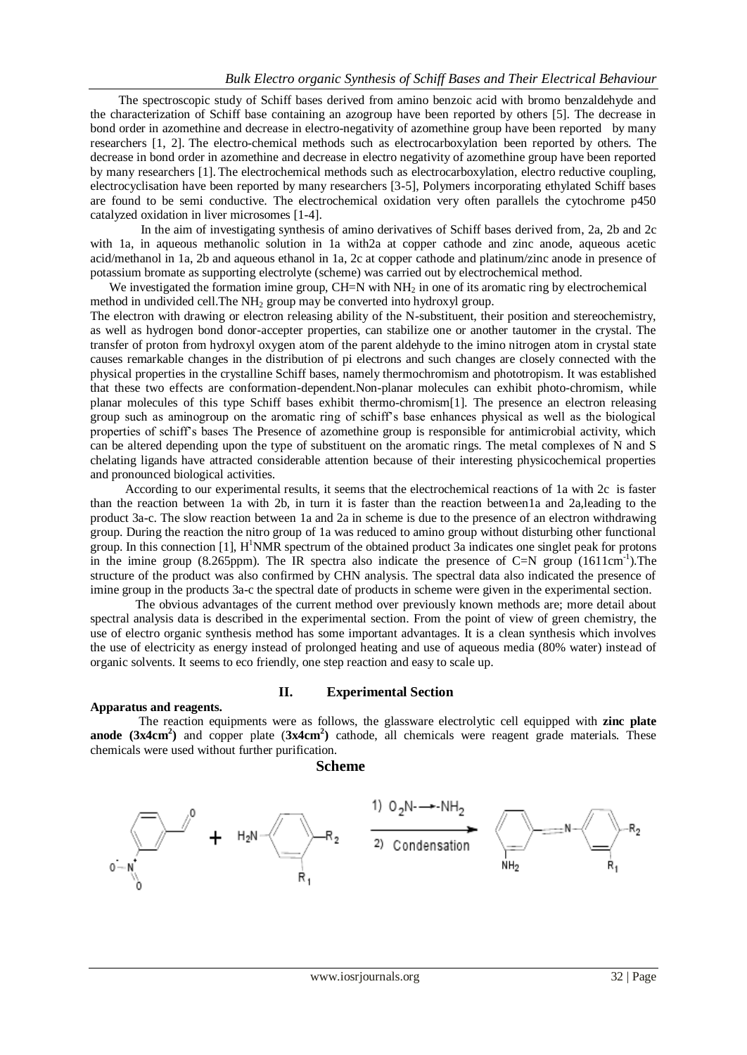The spectroscopic study of Schiff bases derived from amino benzoic acid with bromo benzaldehyde and the characterization of Schiff base containing an azogroup have been reported by others [5]. The decrease in bond order in azomethine and decrease in electro-negativity of azomethine group have been reported by many researchers [1, 2]. The electro-chemical methods such as electrocarboxylation been reported by others. The decrease in bond order in azomethine and decrease in electro negativity of azomethine group have been reported by many researchers [1]. The electrochemical methods such as electrocarboxylation, electro reductive coupling, electrocyclisation have been reported by many researchers [3-5], Polymers incorporating ethylated Schiff bases are found to be semi conductive. The electrochemical oxidation very often parallels the cytochrome p450 catalyzed oxidation in liver microsomes [1-4].

In the aim of investigating synthesis of amino derivatives of Schiff bases derived from, 2a, 2b and 2c with 1a, in aqueous methanolic solution in 1a with2a at copper cathode and zinc anode, aqueous acetic acid/methanol in 1a, 2b and aqueous ethanol in 1a, 2c at copper cathode and platinum/zinc anode in presence of potassium bromate as supporting electrolyte (scheme) was carried out by electrochemical method.

We investigated the formation imine group, CH=N with $NH_2$ in one of its aromatic ring by electrochemical method in undivided cell.The $NH_2$ group may be converted into hydroxyl group.

The electron with drawing or electron releasing ability of the N-substituent, their position and stereochemistry, as well as hydrogen bond donor-accepter properties, can stabilize one or another tautomer in the crystal. The transfer of proton from hydroxyl oxygen atom of the parent aldehyde to the imino nitrogen atom in crystal state causes remarkable changes in the distribution of pi electrons and such changes are closely connected with the physical properties in the crystalline Schiff bases, namely thermochromism and phototropism. It was established that these two effects are conformation-dependent.Non-planar molecules can exhibit photo-chromism, while planar molecules of this type Schiff bases exhibit thermo-chromism[1]. The presence an electron releasing group such as aminogroup on the aromatic ring of schiff's base enhances physical as well as the biological properties of schiff's bases The Presence of azomethine group is responsible for antimicrobial activity, which can be altered depending upon the type of substituent on the aromatic rings. The metal complexes of N and S chelating ligands have attracted considerable attention because of their interesting physicochemical properties and pronounced biological activities.

According to our experimental results, it seems that the electrochemical reactions of 1a with 2c is faster than the reaction between 1a with 2b, in turn it is faster than the reaction between1a and 2a,leading to the product 3a-c. The slow reaction between 1a and 2a in scheme is due to the presence of an electron withdrawing group. During the reaction the nitro group of 1a was reduced to amino group without disturbing other functional group. In this connection [1], $H^1$NMR spectrum of the obtained product 3a indicates one singlet peak for protons in the imine group (8.265ppm). The IR spectra also indicate the presence of C=N group ($1611cm^{-1}$).The structure of the product was also confirmed by CHN analysis. The spectral data also indicated the presence of imine group in the products 3a-c the spectral date of products in scheme were given in the experimental section.

The obvious advantages of the current method over previously known methods are; more detail about spectral analysis data is described in the experimental section. From the point of view of green chemistry, the use of electro organic synthesis method has some important advantages. It is a clean synthesis which involves the use of electricity as energy instead of prolonged heating and use of aqueous media (80% water) instead of organic solvents. It seems to eco friendly, one step reaction and easy to scale up.

## II. Experimental Section

**Apparatus and reagents.**

The reaction equipments were as follows, the glassware electrolytic cell equipped with **zinc plate anode ($3x4cm^2$)** and copper plate (**$3x4cm^2$**) cathode, all chemicals were reagent grade materials. These chemicals were used without further purification.

**Scheme**

1) $O_2N \rightarrow NH_2$

2) Condensation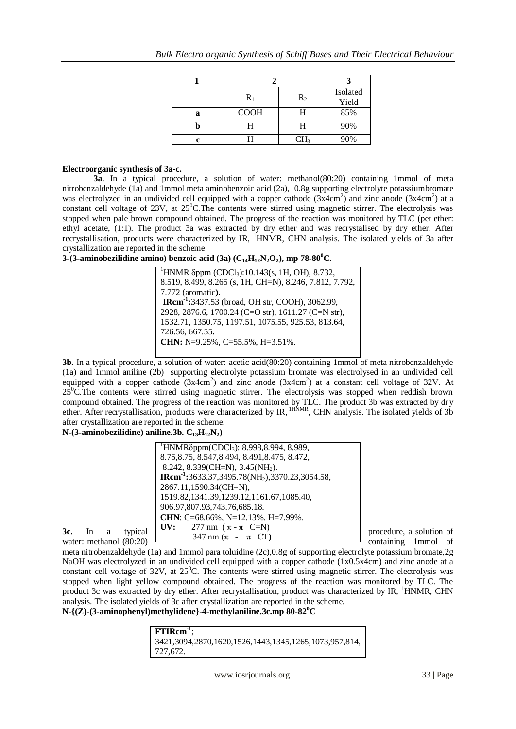| 1 | 2 | | 3 |
|---|---|---|---|
| | $R_1$ | $R_2$ | Isolated Yield |
| a | COOH | H | 85% |
| b | H | H | 90% |
| c | H | $CH_3$ | 90% |

**Electroorganic synthesis of 3a-c.**

**3a**. In a typical procedure, a solution of water: methanol(80:20) containing 1mmol of meta nitrobenzaldehyde (1a) and 1mmol meta aminobenzoic acid (2a), 0.8g supporting electrolyte potassiumbromate was electrolyzed in an undivided cell equipped with a copper cathode ($3x4cm^2$) and zinc anode ($3x4cm^2$) at a constant cell voltage of 23V, at $25^0$C.The contents were stirred using magnetic stirrer. The electrolysis was stopped when pale brown compound obtained. The progress of the reaction was monitored by TLC (pet ether: ethyl acetate, (1:1). The product 3a was extracted by dry ether and was recrystalised by dry ether. After recrystallisation, products were characterized by IR, $^1$HNMR, CHN analysis. The isolated yields of 3a after crystallization are reported in the scheme

**3-(3-aminobezilidine amino) benzoic acid (3a) ($C_{14}H_{12}N_2O_2$), mp 78-80$^0$C.**

$^1$HNMR δppm ($CDCl_3$):10.143(s, 1H, OH), 8.732, 8.519, 8.499, 8.265 (s, 1H, CH=N), 8.246, 7.812, 7.792, 7.772 (aromatic**).**
**IRcm$^{-1}$:**3437.53 (broad, OH str, COOH), 3062.99, 2928, 2876.6, 1700.24 (C=O str), 1611.27 (C=N str), 1532.71, 1350.75, 1197.51, 1075.55, 925.53, 813.64, 726.56, 667.55**.**
**CHN:** N=9.25%, C=55.5%, H=3.51%.

**3b.** In a typical procedure, a solution of water: acetic acid(80:20) containing 1mmol of meta nitrobenzaldehyde (1a) and 1mmol aniline (2b) supporting electrolyte potassium bromate was electrolysed in an undivided cell equipped with a copper cathode ($3x4cm^2$) and zinc anode ($3x4cm^2$) at a constant cell voltage of 32V. At $25^0$C.The contents were stirred using magnetic stirrer. The electrolysis was stopped when reddish brown compound obtained. The progress of the reaction was monitored by TLC. The product 3b was extracted by dry ether. After recrystallisation, products were characterized by IR, $^{1HNMR}$, CHN analysis. The isolated yields of 3b after crystallization are reported in the scheme.

**N-(3-aminobezilidine) aniline.3b. $C_{13}H_{12}N_2$)**

$^1$HNMRδppm($CDCl_3$): 8.998,8.994, 8.989, 8.75,8.75, 8.547,8.494, 8.491,8.475, 8.472, 8.242, 8.339(CH=N), 3.45($NH_2$).
**IRcm$^{-1}$:**3633.37,3495.78($NH_2$),3370.23,3054.58, 2867.11,1590.34(CH=N), 1519.82,1341.39,1239.12,1161.67,1085.40, 906.97,807.93,743.76,685.18.
**CHN**; C=68.66%, N=12.13%, H=7.99%.
**UV:** 277 nm ( π - π C=N)
347 nm (π - π CT**)**

**3c.** In a typical procedure, a solution of water: methanol (80:20) containing 1mmol of meta nitrobenzaldehyde (1a) and 1mmol para toluidine (2c),0.8g of supporting electrolyte potassium bromate,2g NaOH was electrolyzed in an undivided cell equipped with a copper cathode (1x0.5x4cm) and zinc anode at a constant cell voltage of 32V, at $25^0$C. The contents were stirred using magnetic stirrer. The electrolysis was stopped when light yellow compound obtained. The progress of the reaction was monitored by TLC. The product 3c was extracted by dry ether. After recrystallisation, product was characterized by IR, $^1$HNMR, CHN analysis. The isolated yields of 3c after crystallization are reported in the scheme.

**N-{(Z)-(3-aminophenyl)methylidene}-4-methylaniline.3c.mp 80-82$^0$C**

**FTIRcm$^{-1}$**;
3421,3094,2870,1620,1526,1443,1345,1265,1073,957,814, 727,672.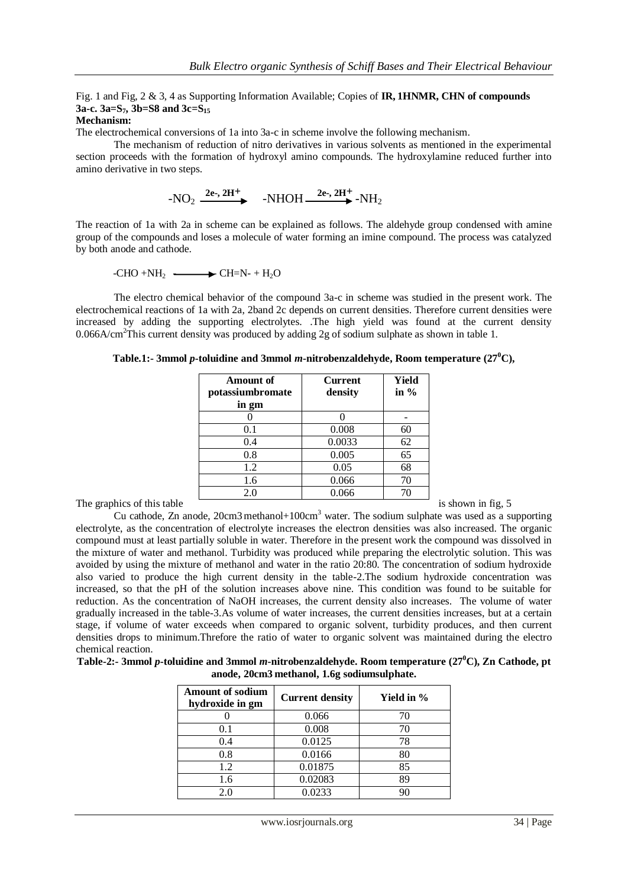Fig. 1 and Fig, 2 & 3, 4 as Supporting Information Available; Copies of **IR, 1HNMR, CHN of compounds 3a-c. 3a=$S_7$, 3b=S8 and 3c=$S_{15}$**

**Mechanism:**

The electrochemical conversions of 1a into 3a-c in scheme involve the following mechanism.

The mechanism of reduction of nitro derivatives in various solvents as mentioned in the experimental section proceeds with the formation of hydroxyl amino compounds. The hydroxylamine reduced further into amino derivative in two steps.

$$-NO_2 \xrightarrow{2e^-,\ 2H^+} -NHOH \xrightarrow{2e^-,\ 2H^+} -NH_2$$

The reaction of 1a with 2a in scheme can be explained as follows. The aldehyde group condensed with amine group of the compounds and loses a molecule of water forming an imine compound. The process was catalyzed by both anode and cathode.

$$-CHO + NH_2 \longrightarrow CH{=}N- + H_2O$$

The electro chemical behavior of the compound 3a-c in scheme was studied in the present work. The electrochemical reactions of 1a with 2a, 2band 2c depends on current densities. Therefore current densities were increased by adding the supporting electrolytes. .The high yield was found at the current density 0.066A/$cm^2$This current density was produced by adding 2g of sodium sulphate as shown in table 1.

**Table.1:- 3mmol *p*-toluidine and 3mmol *m*-nitrobenzaldehyde, Room temperature ($27^0$C),**

| Amount of potassiumbromate in gm | Current density | Yield in % |
|---|---|---|
| 0 | 0 | - |
| 0.1 | 0.008 | 60 |
| 0.4 | 0.0033 | 62 |
| 0.8 | 0.005 | 65 |
| 1.2 | 0.05 | 68 |
| 1.6 | 0.066 | 70 |
| 2.0 | 0.066 | 70 |

The graphics of this table is shown in fig, 5

Cu cathode, Zn anode, 20cm3 methanol+100$cm^3$ water. The sodium sulphate was used as a supporting electrolyte, as the concentration of electrolyte increases the electron densities was also increased. The organic compound must at least partially soluble in water. Therefore in the present work the compound was dissolved in the mixture of water and methanol. Turbidity was produced while preparing the electrolytic solution. This was avoided by using the mixture of methanol and water in the ratio 20:80. The concentration of sodium hydroxide also varied to produce the high current density in the table-2.The sodium hydroxide concentration was increased, so that the pH of the solution increases above nine. This condition was found to be suitable for reduction. As the concentration of NaOH increases, the current density also increases. The volume of water gradually increased in the table-3.As volume of water increases, the current densities increases, but at a certain stage, if volume of water exceeds when compared to organic solvent, turbidity produces, and then current densities drops to minimum.Threfore the ratio of water to organic solvent was maintained during the electro chemical reaction.

**Table-2:- 3mmol *p*-toluidine and 3mmol *m*-nitrobenzaldehyde. Room temperature ($27^0$C), Zn Cathode, pt anode, 20cm3 methanol, 1.6g sodiumsulphate.**

| Amount of sodium hydroxide in gm | Current density | Yield in % |
|---|---|---|
| 0 | 0.066 | 70 |
| 0.1 | 0.008 | 70 |
| 0.4 | 0.0125 | 78 |
| 0.8 | 0.0166 | 80 |
| 1.2 | 0.01875 | 85 |
| 1.6 | 0.02083 | 89 |
| 2.0 | 0.0233 | 90 |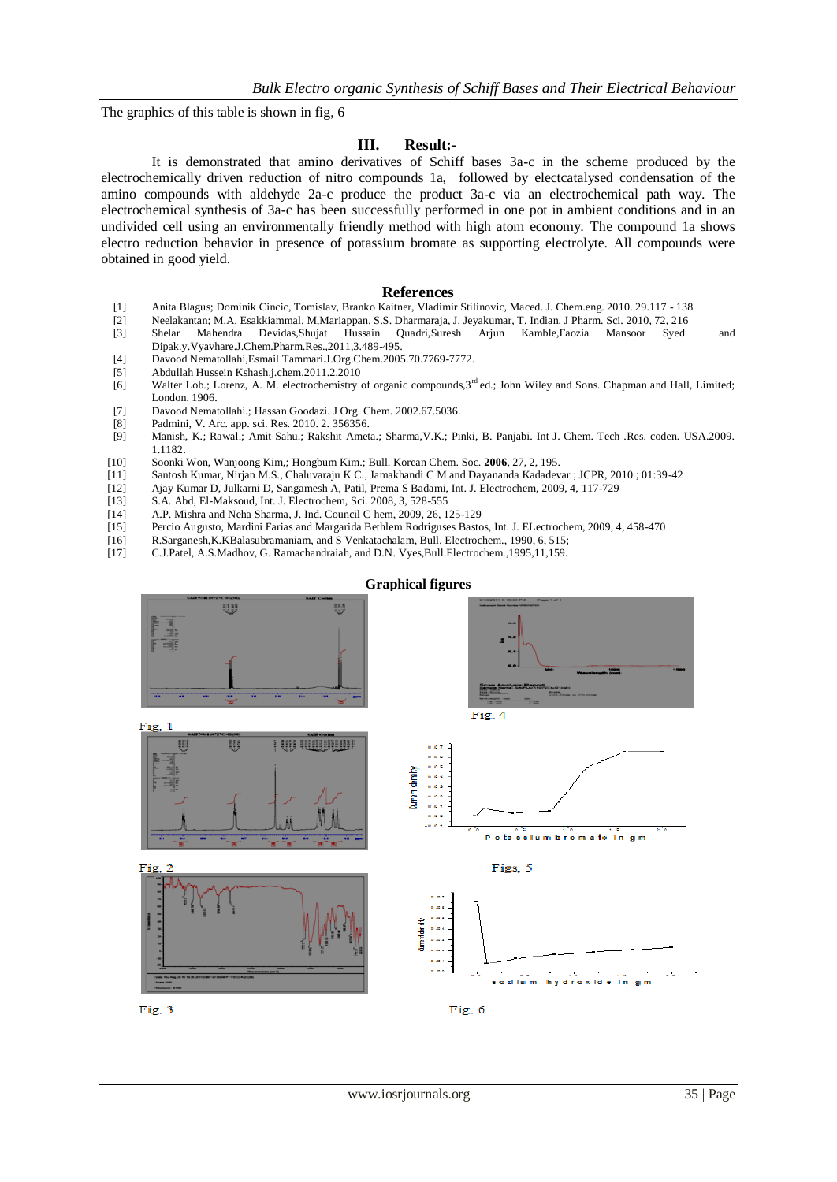The graphics of this table is shown in fig, 6

## III. Result:-

It is demonstrated that amino derivatives of Schiff bases 3a-c in the scheme produced by the electrochemically driven reduction of nitro compounds 1a, followed by electcatalysed condensation of the amino compounds with aldehyde 2a-c produce the product 3a-c via an electrochemical path way. The electrochemical synthesis of 3a-c has been successfully performed in one pot in ambient conditions and in an undivided cell using an environmentally friendly method with high atom economy. The compound 1a shows electro reduction behavior in presence of potassium bromate as supporting electrolyte. All compounds were obtained in good yield.

## References

[1] Anita Blagus; Dominik Cincic, Tomislav, Branko Kaitner, Vladimir Stilinovic, Maced. J. Chem.eng. 2010. 29.117 - 138
[2] Neelakantan; M.A, Esakkiammal, M,Mariappan, S.S. Dharmaraja, J. Jeyakumar, T. Indian. J Pharm. Sci. 2010, 72, 216
[3] Shelar Mahendra Devidas,Shujat Hussain Quadri,Suresh Arjun Kamble,Faozia Mansoor Syed and Dipak.y.Vyavhare.J.Chem.Pharm.Res.,2011,3.489-495.
[4] Davood Nematollahi,Esmail Tammari.J.Org.Chem.2005.70.7769-7772.
[5] Abdullah Hussein Kshash.j.chem.2011.2.2010
[6] Walter Lob.; Lorenz, A. M. electrochemistry of organic compounds,3rd ed.; John Wiley and Sons. Chapman and Hall, Limited; London. 1906.
[7] Davood Nematollahi.; Hassan Goodazi. J Org. Chem. 2002.67.5036.
[8] Padmini, V. Arc. app. sci. Res. 2010. 2. 356356.
[9] Manish, K.; Rawal.; Amit Sahu.; Rakshit Ameta.; Sharma,V.K.; Pinki, B. Panjabi. Int J. Chem. Tech .Res. coden. USA.2009. 1.1182.
[10] Soonki Won, Wanjoong Kim,; Hongbum Kim.; Bull. Korean Chem. Soc. **2006**, 27, 2, 195.
[11] Santosh Kumar, Nirjan M.S., Chaluvaraju K C., Jamakhandi C M and Dayananda Kadadevar ; JCPR, 2010 ; 01:39-42
[12] Ajay Kumar D, Julkarni D, Sangamesh A, Patil, Prema S Badami, Int. J. Electrochem, 2009, 4, 117-729
[13] S.A. Abd, El-Maksoud, Int. J. Electrochem, Sci. 2008, 3, 528-555
[14] A.P. Mishra and Neha Sharma, J. Ind. Council C hem, 2009, 26, 125-129
[15] Percio Augusto, Mardini Farias and Margarida Bethlem Rodriguses Bastos, Int. J. ELectrochem, 2009, 4, 458-470
[16] R.Sarganesh,K.KBalasubramaniam, and S Venkatachalam, Bull. Electrochem., 1990, 6, 515;
[17] C.J.Patel, A.S.Madhov, G. Ramachandraiah, and D.N. Vyes,Bull.Electrochem.,1995,11,159.

## Graphical figures

Fig. 1

Fig. 4

Current density

Potassium bromate in gm

Fig. 2

Figs. 5

Fig. 3

Current density

sodium hydroxide in gm

Fig. 6